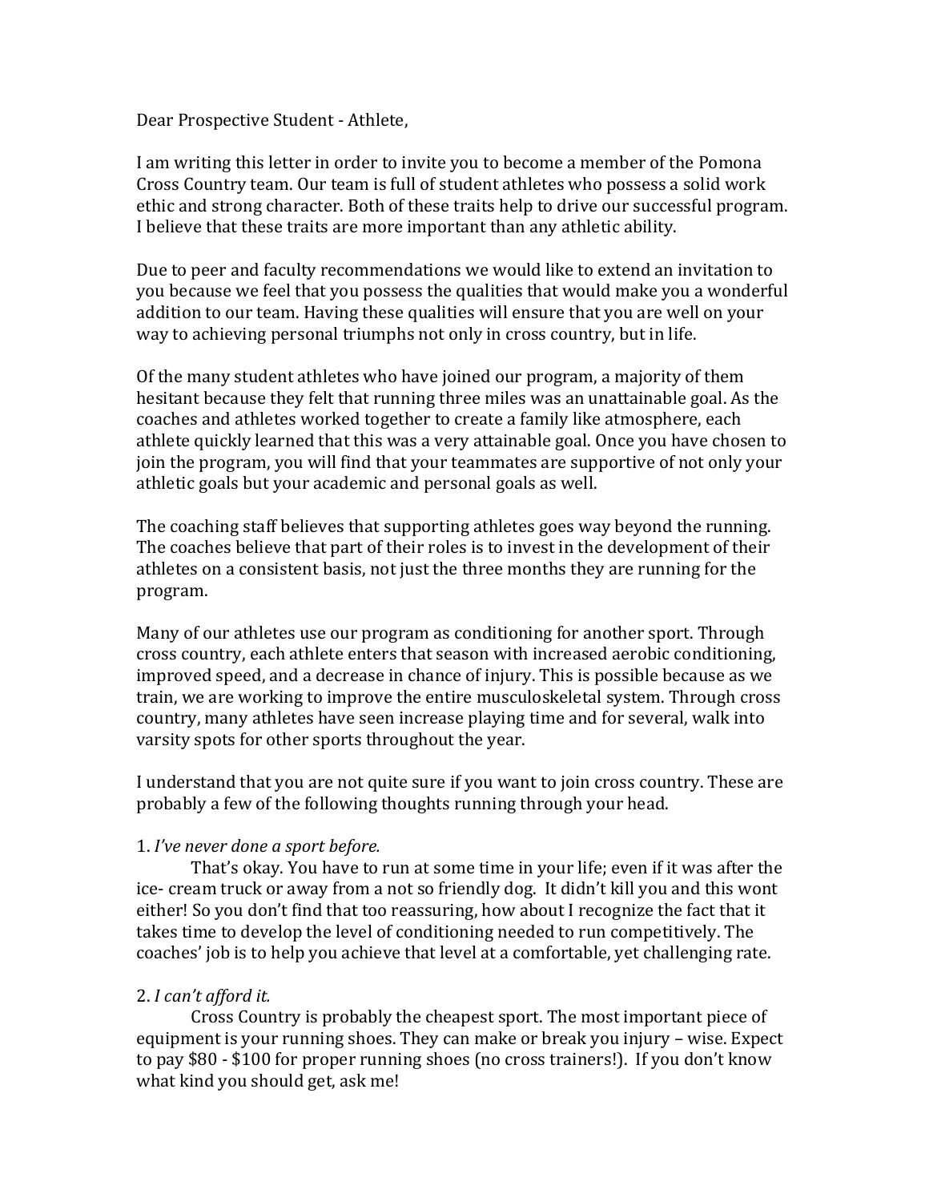Dear Prospective Student - Athlete,

I am writing this letter in order to invite you to become a member of the Pomona Cross Country team. Our team is full of student athletes who possess a solid work ethic and strong character. Both of these traits help to drive our successful program. I believe that these traits are more important than any athletic ability.

Due to peer and faculty recommendations we would like to extend an invitation to you because we feel that you possess the qualities that would make you a wonderful addition to our team. Having these qualities will ensure that you are well on your way to achieving personal triumphs not only in cross country, but in life.

Of the many student athletes who have joined our program, a majority of them hesitant because they felt that running three miles was an unattainable goal. As the coaches and athletes worked together to create a family like atmosphere, each athlete quickly learned that this was a very attainable goal. Once you have chosen to join the program, you will find that your teammates are supportive of not only your athletic goals but your academic and personal goals as well.

The coaching staff believes that supporting athletes goes way beyond the running. The coaches believe that part of their roles is to invest in the development of their athletes on a consistent basis, not just the three months they are running for the program.

Many of our athletes use our program as conditioning for another sport. Through cross country, each athlete enters that season with increased aerobic conditioning, improved speed, and a decrease in chance of injury. This is possible because as we train, we are working to improve the entire musculoskeletal system. Through cross country, many athletes have seen increase playing time and for several, walk into varsity spots for other sports throughout the year.

I understand that you are not quite sure if you want to join cross country. These are probably a few of the following thoughts running through your head.

1. *I've never done a sport before.*

That's okay. You have to run at some time in your life; even if it was after the ice- cream truck or away from a not so friendly dog. It didn't kill you and this wont either! So you don't find that too reassuring, how about I recognize the fact that it takes time to develop the level of conditioning needed to run competitively. The coaches' job is to help you achieve that level at a comfortable, yet challenging rate.

2. *I can't afford it.*

Cross Country is probably the cheapest sport. The most important piece of equipment is your running shoes. They can make or break you injury – wise. Expect to pay $80 - $100 for proper running shoes (no cross trainers!). If you don't know what kind you should get, ask me!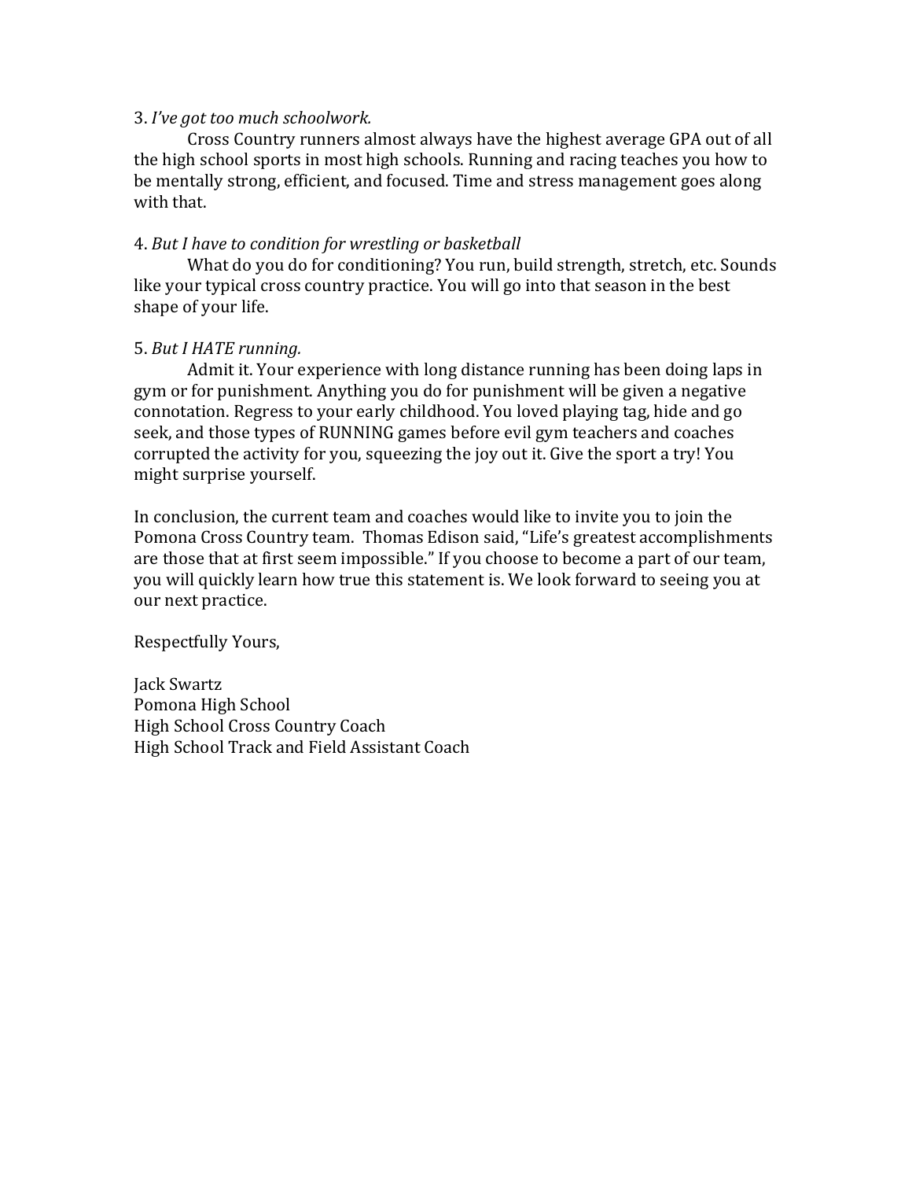3. *I've got too much schoolwork.*

Cross Country runners almost always have the highest average GPA out of all the high school sports in most high schools. Running and racing teaches you how to be mentally strong, efficient, and focused. Time and stress management goes along with that.

4. *But I have to condition for wrestling or basketball*

What do you do for conditioning? You run, build strength, stretch, etc. Sounds like your typical cross country practice. You will go into that season in the best shape of your life.

5. *But I HATE running.*

Admit it. Your experience with long distance running has been doing laps in gym or for punishment. Anything you do for punishment will be given a negative connotation. Regress to your early childhood. You loved playing tag, hide and go seek, and those types of RUNNING games before evil gym teachers and coaches corrupted the activity for you, squeezing the joy out it. Give the sport a try! You might surprise yourself.

In conclusion, the current team and coaches would like to invite you to join the Pomona Cross Country team. Thomas Edison said, "Life's greatest accomplishments are those that at first seem impossible." If you choose to become a part of our team, you will quickly learn how true this statement is. We look forward to seeing you at our next practice.

Respectfully Yours,

Jack Swartz
Pomona High School
High School Cross Country Coach
High School Track and Field Assistant Coach